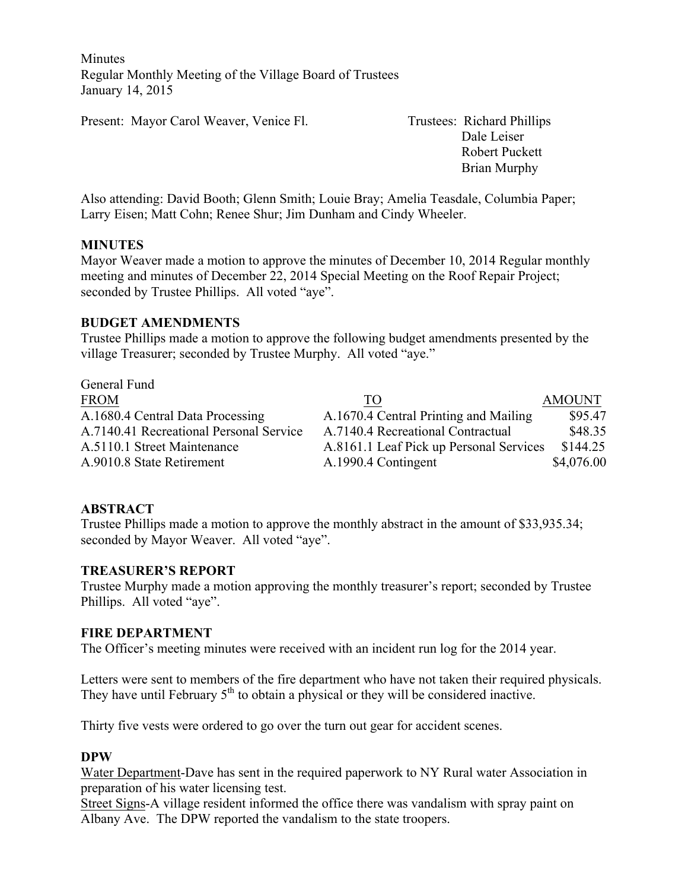Minutes
Regular Monthly Meeting of the Village Board of Trustees
January 14, 2015

Present: Mayor Carol Weaver, Venice Fl.

Trustees: Richard Phillips
Dale Leiser
Robert Puckett
Brian Murphy

Also attending: David Booth; Glenn Smith; Louie Bray; Amelia Teasdale, Columbia Paper; Larry Eisen; Matt Cohn; Renee Shur; Jim Dunham and Cindy Wheeler.

**MINUTES**

Mayor Weaver made a motion to approve the minutes of December 10, 2014 Regular monthly meeting and minutes of December 22, 2014 Special Meeting on the Roof Repair Project; seconded by Trustee Phillips. All voted "aye".

**BUDGET AMENDMENTS**

Trustee Phillips made a motion to approve the following budget amendments presented by the village Treasurer; seconded by Trustee Murphy. All voted "aye."

General Fund

| FROM | TO | AMOUNT |
|---|---|---|
| A.1680.4 Central Data Processing | A.1670.4 Central Printing and Mailing | $95.47 |
| A.7140.41 Recreational Personal Service | A.7140.4 Recreational Contractual | $48.35 |
| A.5110.1 Street Maintenance | A.8161.1 Leaf Pick up Personal Services | $144.25 |
| A.9010.8 State Retirement | A.1990.4 Contingent | $4,076.00 |

**ABSTRACT**

Trustee Phillips made a motion to approve the monthly abstract in the amount of $33,935.34; seconded by Mayor Weaver. All voted "aye".

**TREASURER'S REPORT**

Trustee Murphy made a motion approving the monthly treasurer's report; seconded by Trustee Phillips. All voted "aye".

**FIRE DEPARTMENT**

The Officer's meeting minutes were received with an incident run log for the 2014 year.

Letters were sent to members of the fire department who have not taken their required physicals. They have until February 5th to obtain a physical or they will be considered inactive.

Thirty five vests were ordered to go over the turn out gear for accident scenes.

**DPW**

Water Department-Dave has sent in the required paperwork to NY Rural water Association in preparation of his water licensing test.

Street Signs-A village resident informed the office there was vandalism with spray paint on Albany Ave. The DPW reported the vandalism to the state troopers.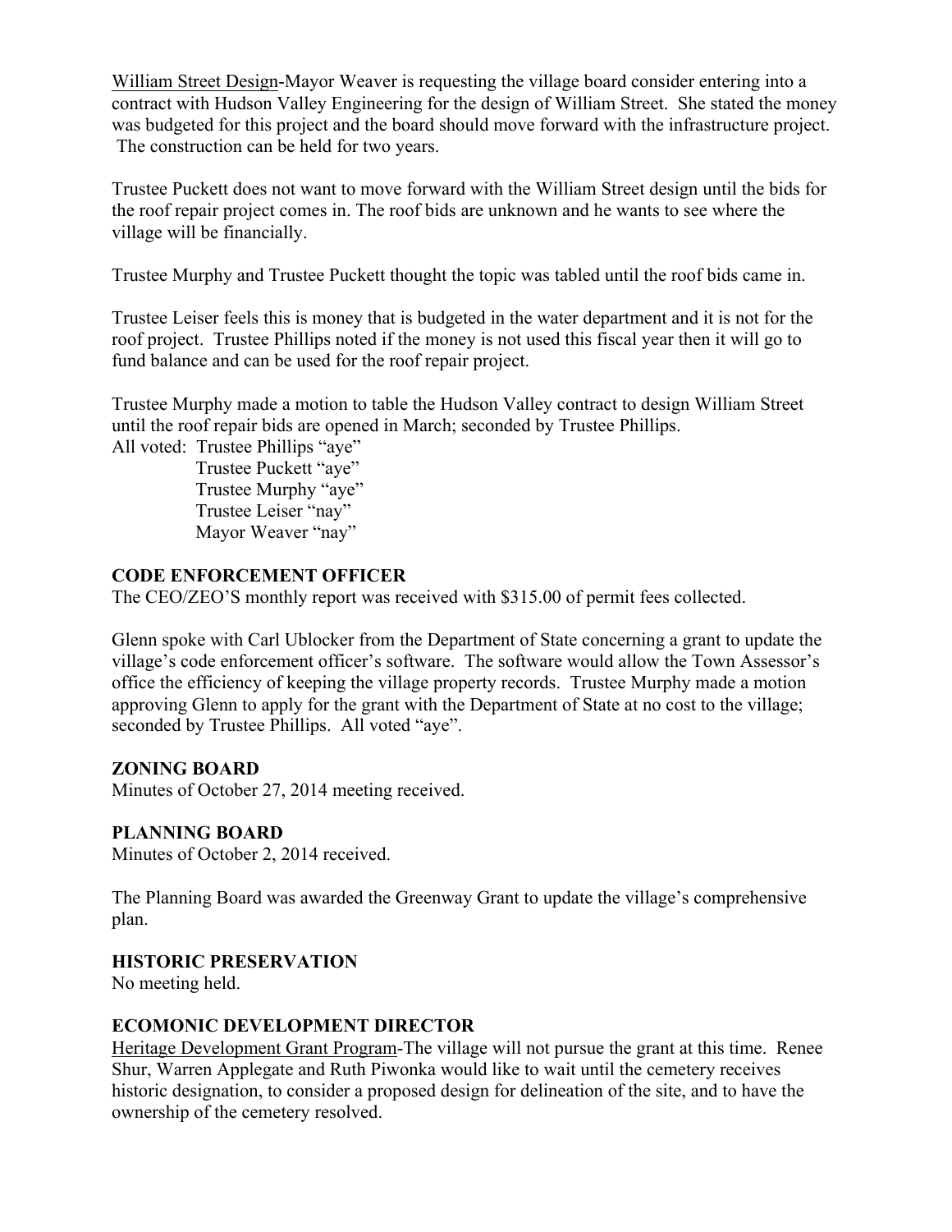William Street Design-Mayor Weaver is requesting the village board consider entering into a contract with Hudson Valley Engineering for the design of William Street. She stated the money was budgeted for this project and the board should move forward with the infrastructure project. The construction can be held for two years.

Trustee Puckett does not want to move forward with the William Street design until the bids for the roof repair project comes in. The roof bids are unknown and he wants to see where the village will be financially.

Trustee Murphy and Trustee Puckett thought the topic was tabled until the roof bids came in.

Trustee Leiser feels this is money that is budgeted in the water department and it is not for the roof project. Trustee Phillips noted if the money is not used this fiscal year then it will go to fund balance and can be used for the roof repair project.

Trustee Murphy made a motion to table the Hudson Valley contract to design William Street until the roof repair bids are opened in March; seconded by Trustee Phillips.

All voted: Trustee Phillips "aye"
Trustee Puckett "aye"
Trustee Murphy "aye"
Trustee Leiser "nay"
Mayor Weaver "nay"

**CODE ENFORCEMENT OFFICER**

The CEO/ZEO'S monthly report was received with $315.00 of permit fees collected.

Glenn spoke with Carl Ublocker from the Department of State concerning a grant to update the village's code enforcement officer's software. The software would allow the Town Assessor's office the efficiency of keeping the village property records. Trustee Murphy made a motion approving Glenn to apply for the grant with the Department of State at no cost to the village; seconded by Trustee Phillips. All voted "aye".

**ZONING BOARD**

Minutes of October 27, 2014 meeting received.

**PLANNING BOARD**

Minutes of October 2, 2014 received.

The Planning Board was awarded the Greenway Grant to update the village's comprehensive plan.

**HISTORIC PRESERVATION**

No meeting held.

**ECOMONIC DEVELOPMENT DIRECTOR**

Heritage Development Grant Program-The village will not pursue the grant at this time. Renee Shur, Warren Applegate and Ruth Piwonka would like to wait until the cemetery receives historic designation, to consider a proposed design for delineation of the site, and to have the ownership of the cemetery resolved.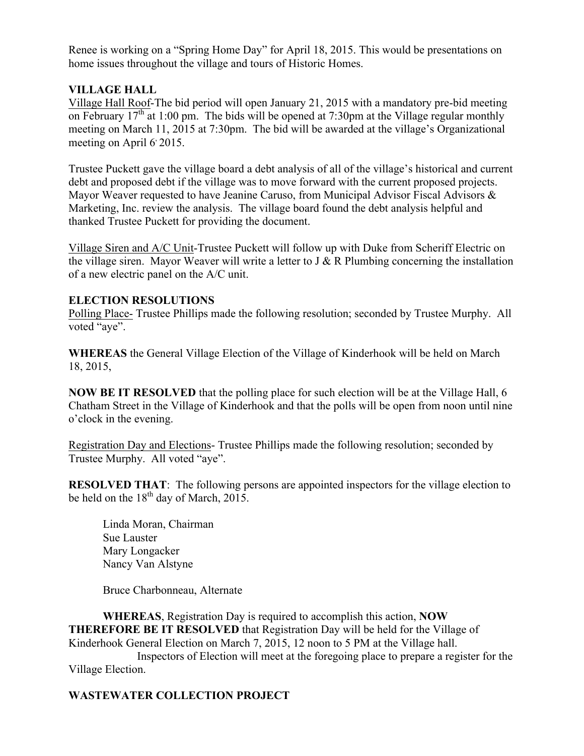Renee is working on a "Spring Home Day" for April 18, 2015. This would be presentations on home issues throughout the village and tours of Historic Homes.

**VILLAGE HALL**

Village Hall Roof-The bid period will open January 21, 2015 with a mandatory pre-bid meeting on February 17th at 1:00 pm. The bids will be opened at 7:30pm at the Village regular monthly meeting on March 11, 2015 at 7:30pm. The bid will be awarded at the village's Organizational meeting on April 6, 2015.

Trustee Puckett gave the village board a debt analysis of all of the village's historical and current debt and proposed debt if the village was to move forward with the current proposed projects. Mayor Weaver requested to have Jeanine Caruso, from Municipal Advisor Fiscal Advisors & Marketing, Inc. review the analysis. The village board found the debt analysis helpful and thanked Trustee Puckett for providing the document.

Village Siren and A/C Unit-Trustee Puckett will follow up with Duke from Scheriff Electric on the village siren. Mayor Weaver will write a letter to J & R Plumbing concerning the installation of a new electric panel on the A/C unit.

**ELECTION RESOLUTIONS**

Polling Place- Trustee Phillips made the following resolution; seconded by Trustee Murphy. All voted "aye".

**WHEREAS** the General Village Election of the Village of Kinderhook will be held on March 18, 2015,

**NOW BE IT RESOLVED** that the polling place for such election will be at the Village Hall, 6 Chatham Street in the Village of Kinderhook and that the polls will be open from noon until nine o'clock in the evening.

Registration Day and Elections- Trustee Phillips made the following resolution; seconded by Trustee Murphy. All voted "aye".

**RESOLVED THAT**: The following persons are appointed inspectors for the village election to be held on the 18th day of March, 2015.

Linda Moran, Chairman
Sue Lauster
Mary Longacker
Nancy Van Alstyne

Bruce Charbonneau, Alternate

**WHEREAS**, Registration Day is required to accomplish this action, **NOW THEREFORE BE IT RESOLVED** that Registration Day will be held for the Village of Kinderhook General Election on March 7, 2015, 12 noon to 5 PM at the Village hall.

Inspectors of Election will meet at the foregoing place to prepare a register for the Village Election.

**WASTEWATER COLLECTION PROJECT**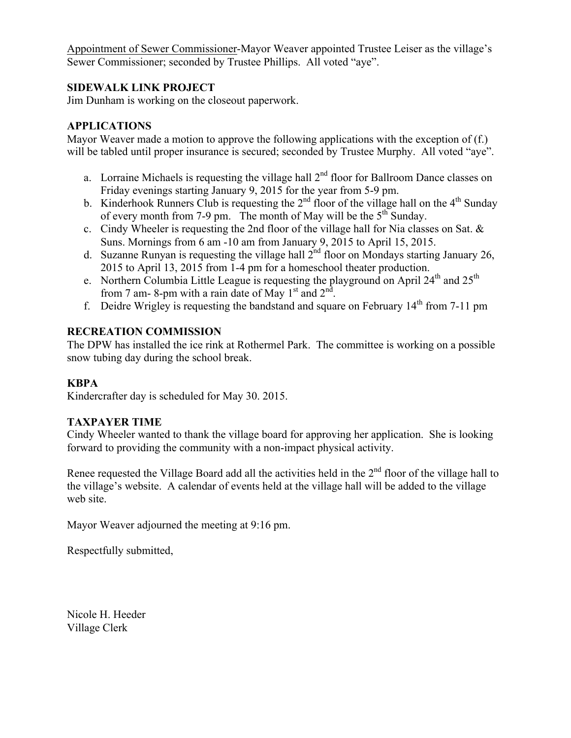Appointment of Sewer Commissioner-Mayor Weaver appointed Trustee Leiser as the village's Sewer Commissioner; seconded by Trustee Phillips. All voted "aye".

**SIDEWALK LINK PROJECT**

Jim Dunham is working on the closeout paperwork.

**APPLICATIONS**

Mayor Weaver made a motion to approve the following applications with the exception of (f.) will be tabled until proper insurance is secured; seconded by Trustee Murphy. All voted "aye".

a. Lorraine Michaels is requesting the village hall 2nd floor for Ballroom Dance classes on Friday evenings starting January 9, 2015 for the year from 5-9 pm.
b. Kinderhook Runners Club is requesting the 2nd floor of the village hall on the 4th Sunday of every month from 7-9 pm. The month of May will be the 5th Sunday.
c. Cindy Wheeler is requesting the 2nd floor of the village hall for Nia classes on Sat. & Suns. Mornings from 6 am -10 am from January 9, 2015 to April 15, 2015.
d. Suzanne Runyan is requesting the village hall 2nd floor on Mondays starting January 26, 2015 to April 13, 2015 from 1-4 pm for a homeschool theater production.
e. Northern Columbia Little League is requesting the playground on April 24th and 25th from 7 am- 8-pm with a rain date of May 1st and 2nd.
f. Deidre Wrigley is requesting the bandstand and square on February 14th from 7-11 pm

**RECREATION COMMISSION**

The DPW has installed the ice rink at Rothermel Park. The committee is working on a possible snow tubing day during the school break.

**KBPA**

Kindercrafter day is scheduled for May 30. 2015.

**TAXPAYER TIME**

Cindy Wheeler wanted to thank the village board for approving her application. She is looking forward to providing the community with a non-impact physical activity.

Renee requested the Village Board add all the activities held in the 2nd floor of the village hall to the village's website. A calendar of events held at the village hall will be added to the village web site.

Mayor Weaver adjourned the meeting at 9:16 pm.

Respectfully submitted,

Nicole H. Heeder
Village Clerk